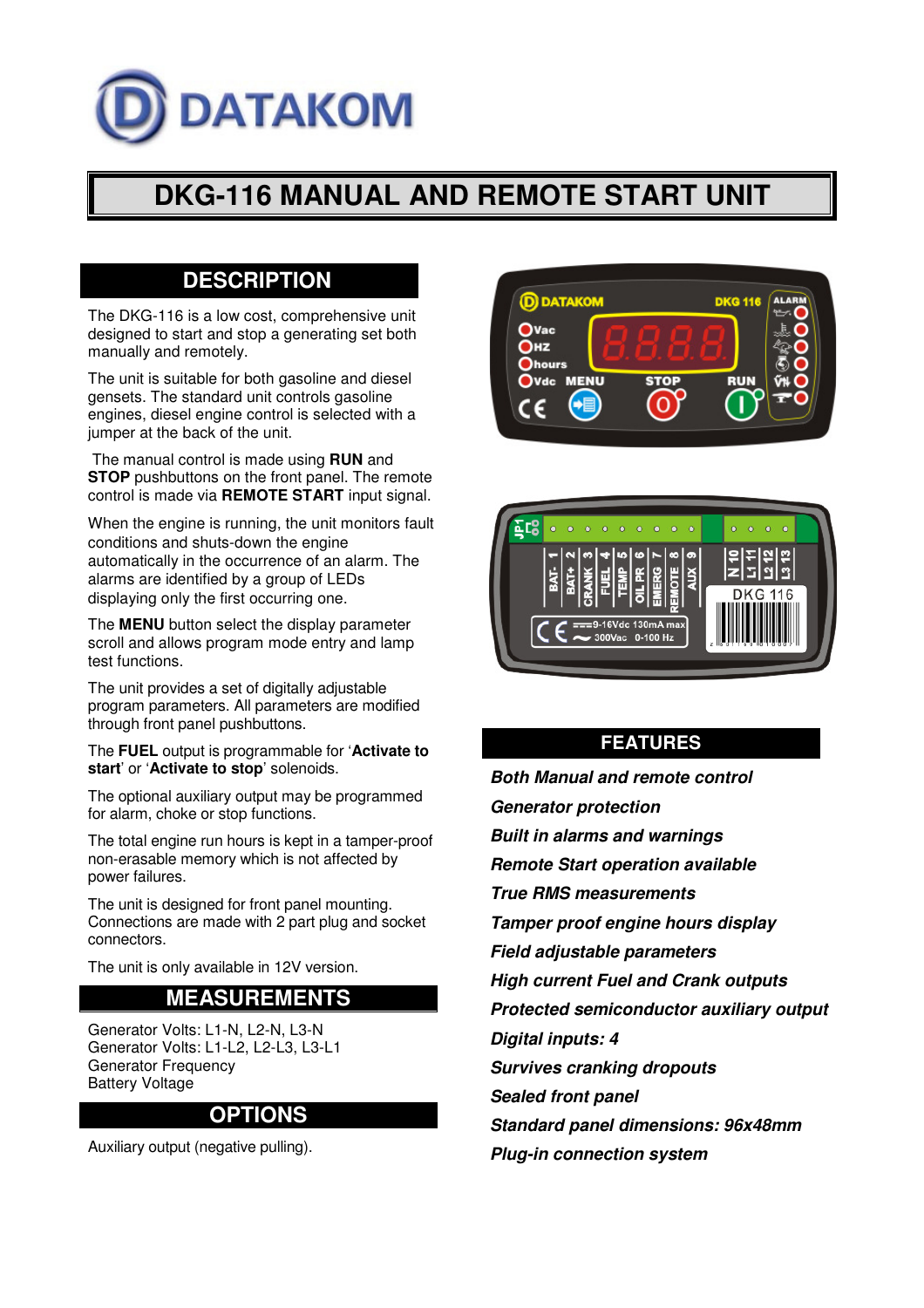# DKG-116 MANUAL AND REMOTE START UNIT

## DESCRIPTION

The DKG-116 is a low cost, comprehensive unit designed to start and stop a generating set both manually and remotely.

The unit is suitable for both gasoline and diesel gensets. The standard unit controls gasoline engines, diesel engine control is selected with a jumper at the back of the unit.

The manual control is made using **RUN** and **STOP** pushbuttons on the front panel. The remote control is made via **REMOTE START** input signal.

When the engine is running, the unit monitors fault conditions and shuts-down the engine automatically in the occurrence of an alarm. The alarms are identified by a group of LEDs displaying only the first occurring one.

The **MENU** button select the display parameter scroll and allows program mode entry and lamp test functions.

The unit provides a set of digitally adjustable program parameters. All parameters are modified through front panel pushbuttons.

The **FUEL** output is programmable for '**Activate to start**' or '**Activate to stop**' solenoids.

The optional auxiliary output may be programmed for alarm, choke or stop functions.

The total engine run hours is kept in a tamper-proof non-erasable memory which is not affected by power failures.

The unit is designed for front panel mounting. Connections are made with 2 part plug and socket connectors.

The unit is only available in 12V version.

## MEASUREMENTS

Generator Volts: L1-N, L2-N, L3-N
Generator Volts: L1-L2, L2-L3, L3-L1
Generator Frequency
Battery Voltage

## OPTIONS

Auxiliary output (negative pulling).

## FEATURES

*Both Manual and remote control*
*Generator protection*
*Built in alarms and warnings*
*Remote Start operation available*
*True RMS measurements*
*Tamper proof engine hours display*
*Field adjustable parameters*
*High current Fuel and Crank outputs*
*Protected semiconductor auxiliary output*
*Digital inputs: 4*
*Survives cranking dropouts*
*Sealed front panel*
*Standard panel dimensions: 96x48mm*
*Plug-in connection system*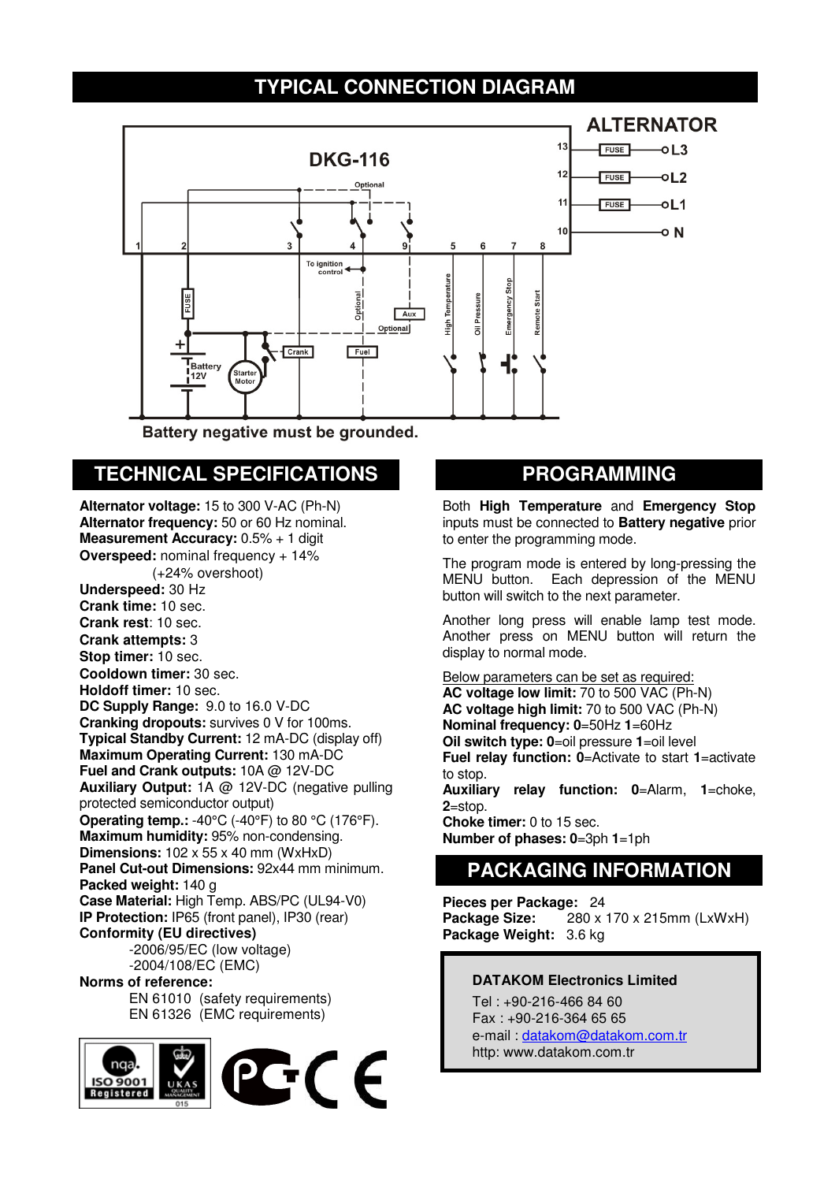# TYPICAL CONNECTION DIAGRAM

ALTERNATOR

DKG-116

13 FUSE L3
12 FUSE L2
11 FUSE L1
10 N

Optional

1 2 3 4 9 5 6 7 8

To ignition control

FUSE

Optional

Aux

Optional

High Temperature

Oil Pressure

Emergency Stop

Remote Start

Crank

Fuel

+

Battery 12V

Starter Motor

Battery negative must be grounded.

## TECHNICAL SPECIFICATIONS

**Alternator voltage:** 15 to 300 V-AC (Ph-N)
**Alternator frequency:** 50 or 60 Hz nominal.
**Measurement Accuracy:** 0.5% + 1 digit
**Overspeed:** nominal frequency + 14% (+24% overshoot)
**Underspeed:** 30 Hz
**Crank time:** 10 sec.
**Crank rest**: 10 sec.
**Crank attempts:** 3
**Stop timer:** 10 sec.
**Cooldown timer:** 30 sec.
**Holdoff timer:** 10 sec.
**DC Supply Range:** 9.0 to 16.0 V-DC
**Cranking dropouts:** survives 0 V for 100ms.
**Typical Standby Current:** 12 mA-DC (display off)
**Maximum Operating Current:** 130 mA-DC
**Fuel and Crank outputs:** 10A @ 12V-DC
**Auxiliary Output:** 1A @ 12V-DC (negative pulling protected semiconductor output)
**Operating temp.:** -40°C (-40°F) to 80 °C (176°F).
**Maximum humidity:** 95% non-condensing.
**Dimensions:** 102 x 55 x 40 mm (WxHxD)
**Panel Cut-out Dimensions:** 92x44 mm minimum.
**Packed weight:** 140 g
**Case Material:** High Temp. ABS/PC (UL94-V0)
**IP Protection:** IP65 (front panel), IP30 (rear)
**Conformity (EU directives)**
- -2006/95/EC (low voltage)
- -2004/108/EC (EMC)

**Norms of reference:**
- EN 61010 (safety requirements)
- EN 61326 (EMC requirements)

## PROGRAMMING

Both **High Temperature** and **Emergency Stop** inputs must be connected to **Battery negative** prior to enter the programming mode.

The program mode is entered by long-pressing the MENU button. Each depression of the MENU button will switch to the next parameter.

Another long press will enable lamp test mode. Another press on MENU button will return the display to normal mode.

Below parameters can be set as required:
**AC voltage low limit:** 70 to 500 VAC (Ph-N)
**AC voltage high limit:** 70 to 500 VAC (Ph-N)
**Nominal frequency: 0**=50Hz **1**=60Hz
**Oil switch type: 0**=oil pressure **1**=oil level
**Fuel relay function: 0**=Activate to start **1**=activate to stop.
**Auxiliary relay function: 0**=Alarm, **1**=choke, **2**=stop.
**Choke timer:** 0 to 15 sec.
**Number of phases: 0**=3ph **1**=1ph

## PACKAGING INFORMATION

**Pieces per Package:** 24
**Package Size:** 280 x 170 x 215mm (LxWxH)
**Package Weight:** 3.6 kg

**DATAKOM Electronics Limited**
Tel : +90-216-466 84 60
Fax : +90-216-364 65 65
e-mail : datakom@datakom.com.tr
http: www.datakom.com.tr